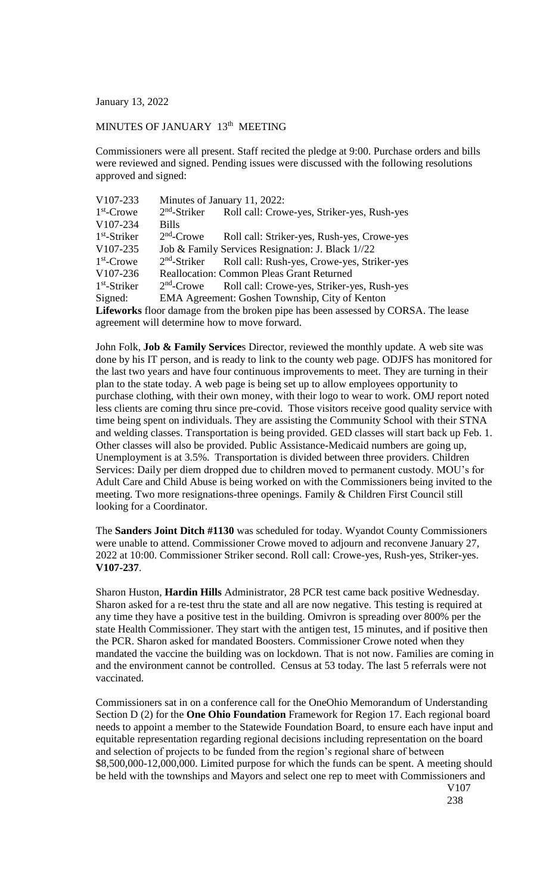January 13, 2022

MINUTES OF JANUARY 13th MEETING

Commissioners were all present. Staff recited the pledge at 9:00. Purchase orders and bills were reviewed and signed. Pending issues were discussed with the following resolutions approved and signed:

| | | |
|---|---|---|
| V107-233 | Minutes of January 11, 2022: | |
| 1st-Crowe | 2nd-Striker | Roll call: Crowe-yes, Striker-yes, Rush-yes |
| V107-234 | Bills | |
| 1st-Striker | 2nd-Crowe | Roll call: Striker-yes, Rush-yes, Crowe-yes |
| V107-235 | Job & Family Services Resignation: J. Black 1//22 | |
| 1st-Crowe | 2nd-Striker | Roll call: Rush-yes, Crowe-yes, Striker-yes |
| V107-236 | Reallocation: Common Pleas Grant Returned | |
| 1st-Striker | 2nd-Crowe | Roll call: Crowe-yes, Striker-yes, Rush-yes |
| Signed: | EMA Agreement: Goshen Township, City of Kenton | |

**Lifeworks** floor damage from the broken pipe has been assessed by CORSA. The lease agreement will determine how to move forward.

John Folk, **Job & Family Service**s Director, reviewed the monthly update. A web site was done by his IT person, and is ready to link to the county web page. ODJFS has monitored for the last two years and have four continuous improvements to meet. They are turning in their plan to the state today. A web page is being set up to allow employees opportunity to purchase clothing, with their own money, with their logo to wear to work. OMJ report noted less clients are coming thru since pre-covid. Those visitors receive good quality service with time being spent on individuals. They are assisting the Community School with their STNA and welding classes. Transportation is being provided. GED classes will start back up Feb. 1. Other classes will also be provided. Public Assistance-Medicaid numbers are going up, Unemployment is at 3.5%. Transportation is divided between three providers. Children Services: Daily per diem dropped due to children moved to permanent custody. MOU's for Adult Care and Child Abuse is being worked on with the Commissioners being invited to the meeting. Two more resignations-three openings. Family & Children First Council still looking for a Coordinator.

The **Sanders Joint Ditch #1130** was scheduled for today. Wyandot County Commissioners were unable to attend. Commissioner Crowe moved to adjourn and reconvene January 27, 2022 at 10:00. Commissioner Striker second. Roll call: Crowe-yes, Rush-yes, Striker-yes. **V107-237**.

Sharon Huston, **Hardin Hills** Administrator, 28 PCR test came back positive Wednesday. Sharon asked for a re-test thru the state and all are now negative. This testing is required at any time they have a positive test in the building. Omivron is spreading over 800% per the state Health Commissioner. They start with the antigen test, 15 minutes, and if positive then the PCR. Sharon asked for mandated Boosters. Commissioner Crowe noted when they mandated the vaccine the building was on lockdown. That is not now. Families are coming in and the environment cannot be controlled. Census at 53 today. The last 5 referrals were not vaccinated.

Commissioners sat in on a conference call for the OneOhio Memorandum of Understanding Section D (2) for the **One Ohio Foundation** Framework for Region 17. Each regional board needs to appoint a member to the Statewide Foundation Board, to ensure each have input and equitable representation regarding regional decisions including representation on the board and selection of projects to be funded from the region's regional share of between \$8,500,000-12,000,000. Limited purpose for which the funds can be spent. A meeting should be held with the townships and Mayors and select one rep to meet with Commissioners and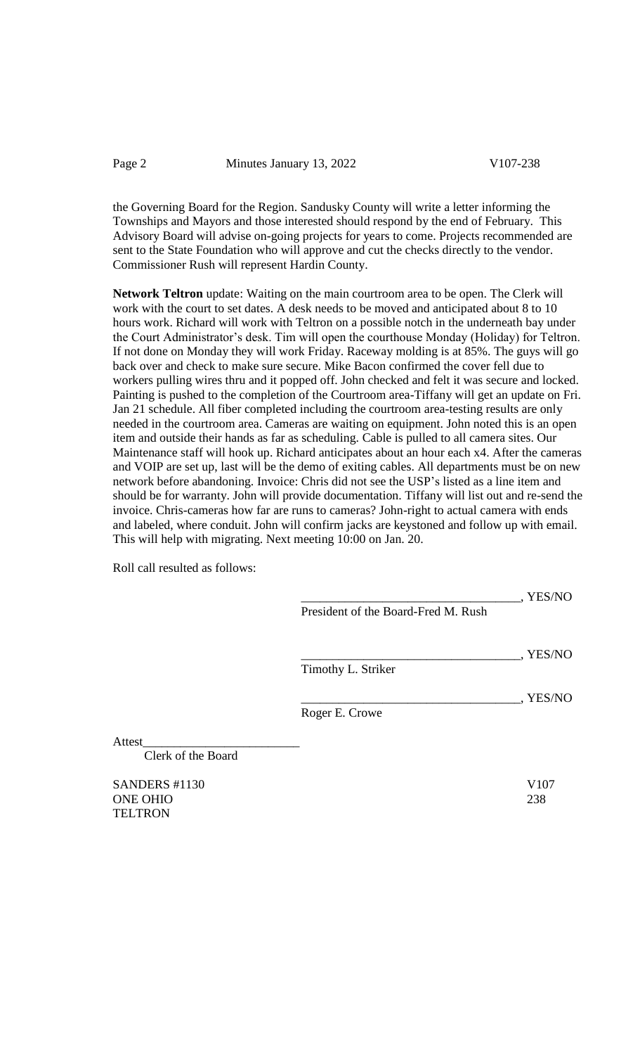the Governing Board for the Region. Sandusky County will write a letter informing the Townships and Mayors and those interested should respond by the end of February. This Advisory Board will advise on-going projects for years to come. Projects recommended are sent to the State Foundation who will approve and cut the checks directly to the vendor. Commissioner Rush will represent Hardin County.

**Network Teltron** update: Waiting on the main courtroom area to be open. The Clerk will work with the court to set dates. A desk needs to be moved and anticipated about 8 to 10 hours work. Richard will work with Teltron on a possible notch in the underneath bay under the Court Administrator's desk. Tim will open the courthouse Monday (Holiday) for Teltron. If not done on Monday they will work Friday. Raceway molding is at 85%. The guys will go back over and check to make sure secure. Mike Bacon confirmed the cover fell due to workers pulling wires thru and it popped off. John checked and felt it was secure and locked. Painting is pushed to the completion of the Courtroom area-Tiffany will get an update on Fri. Jan 21 schedule. All fiber completed including the courtroom area-testing results are only needed in the courtroom area. Cameras are waiting on equipment. John noted this is an open item and outside their hands as far as scheduling. Cable is pulled to all camera sites. Our Maintenance staff will hook up. Richard anticipates about an hour each x4. After the cameras and VOIP are set up, last will be the demo of exiting cables. All departments must be on new network before abandoning. Invoice: Chris did not see the USP's listed as a line item and should be for warranty. John will provide documentation. Tiffany will list out and re-send the invoice. Chris-cameras how far are runs to cameras? John-right to actual camera with ends and labeled, where conduit. John will confirm jacks are keystoned and follow up with email. This will help with migrating. Next meeting 10:00 on Jan. 20.

Roll call resulted as follows:

___________________________________, YES/NO
President of the Board-Fred M. Rush

___________________________________, YES/NO
Timothy L. Striker

___________________________________, YES/NO
Roger E. Crowe

Attest_________________________
Clerk of the Board

SANDERS #1130 V107
ONE OHIO 238
TELTRON